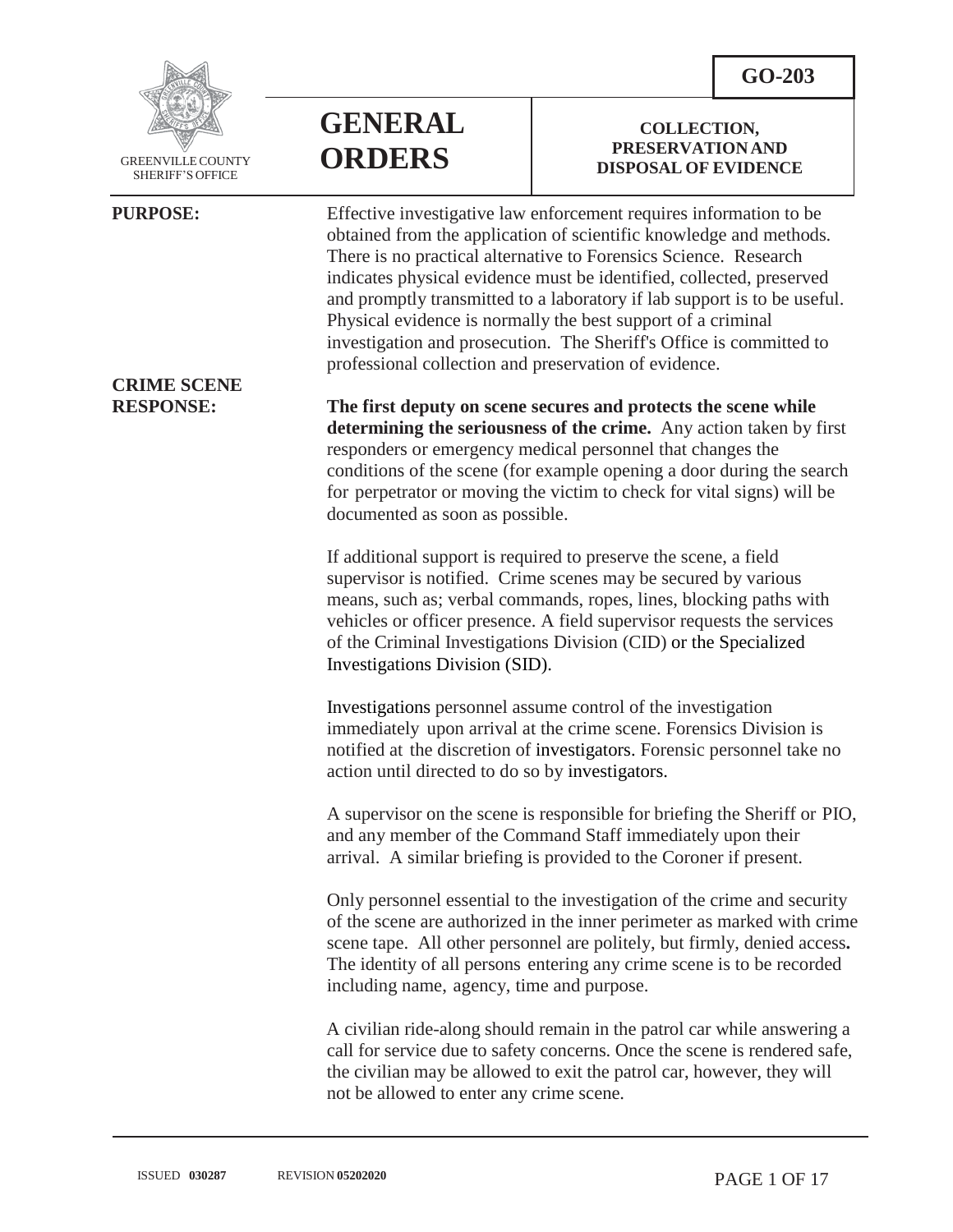# GO-203

**GREENVILLE COUNTY SHERIFF'S OFFICE**

# GENERAL ORDERS

## COLLECTION, PRESERVATION AND DISPOSAL OF EVIDENCE

**PURPOSE:**

Effective investigative law enforcement requires information to be obtained from the application of scientific knowledge and methods. There is no practical alternative to Forensics Science. Research indicates physical evidence must be identified, collected, preserved and promptly transmitted to a laboratory if lab support is to be useful. Physical evidence is normally the best support of a criminal investigation and prosecution. The Sheriff's Office is committed to professional collection and preservation of evidence.

**CRIME SCENE RESPONSE:**

**The first deputy on scene secures and protects the scene while determining the seriousness of the crime.** Any action taken by first responders or emergency medical personnel that changes the conditions of the scene (for example opening a door during the search for perpetrator or moving the victim to check for vital signs) will be documented as soon as possible.

If additional support is required to preserve the scene, a field supervisor is notified. Crime scenes may be secured by various means, such as; verbal commands, ropes, lines, blocking paths with vehicles or officer presence. A field supervisor requests the services of the Criminal Investigations Division (CID) or the Specialized Investigations Division (SID).

Investigations personnel assume control of the investigation immediately upon arrival at the crime scene. Forensics Division is notified at the discretion of investigators. Forensic personnel take no action until directed to do so by investigators.

A supervisor on the scene is responsible for briefing the Sheriff or PIO, and any member of the Command Staff immediately upon their arrival. A similar briefing is provided to the Coroner if present.

Only personnel essential to the investigation of the crime and security of the scene are authorized in the inner perimeter as marked with crime scene tape. All other personnel are politely, but firmly, denied access**.** The identity of all persons entering any crime scene is to be recorded including name, agency, time and purpose.

A civilian ride-along should remain in the patrol car while answering a call for service due to safety concerns. Once the scene is rendered safe, the civilian may be allowed to exit the patrol car, however, they will not be allowed to enter any crime scene.

ISSUED **030287** REVISION **05202020**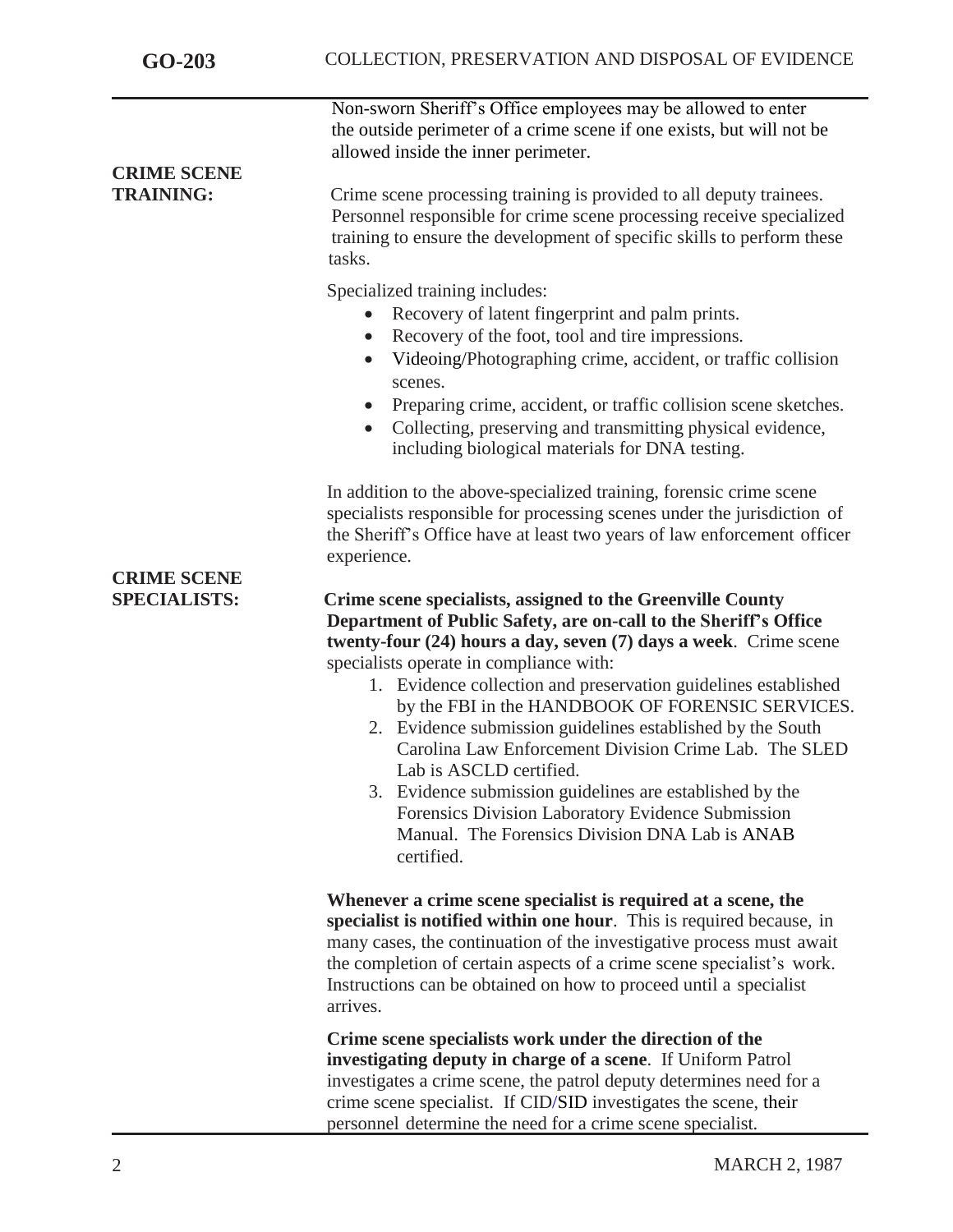Non-sworn Sheriff's Office employees may be allowed to enter the outside perimeter of a crime scene if one exists, but will not be allowed inside the inner perimeter.

**CRIME SCENE TRAINING:**

Crime scene processing training is provided to all deputy trainees. Personnel responsible for crime scene processing receive specialized training to ensure the development of specific skills to perform these tasks.

Specialized training includes:

- Recovery of latent fingerprint and palm prints.
- Recovery of the foot, tool and tire impressions.
- Videoing/Photographing crime, accident, or traffic collision scenes.
- Preparing crime, accident, or traffic collision scene sketches.
- Collecting, preserving and transmitting physical evidence, including biological materials for DNA testing.

In addition to the above-specialized training, forensic crime scene specialists responsible for processing scenes under the jurisdiction of the Sheriff's Office have at least two years of law enforcement officer experience.

**CRIME SCENE SPECIALISTS:**

**Crime scene specialists, assigned to the Greenville County Department of Public Safety, are on-call to the Sheriff's Office twenty-four (24) hours a day, seven (7) days a week**. Crime scene specialists operate in compliance with:

1. Evidence collection and preservation guidelines established by the FBI in the HANDBOOK OF FORENSIC SERVICES.
2. Evidence submission guidelines established by the South Carolina Law Enforcement Division Crime Lab. The SLED Lab is ASCLD certified.
3. Evidence submission guidelines are established by the Forensics Division Laboratory Evidence Submission Manual. The Forensics Division DNA Lab is ANAB certified.

**Whenever a crime scene specialist is required at a scene, the specialist is notified within one hour**. This is required because, in many cases, the continuation of the investigative process must await the completion of certain aspects of a crime scene specialist's work. Instructions can be obtained on how to proceed until a specialist arrives.

**Crime scene specialists work under the direction of the investigating deputy in charge of a scene**. If Uniform Patrol investigates a crime scene, the patrol deputy determines need for a crime scene specialist. If CID/SID investigates the scene, their personnel determine the need for a crime scene specialist.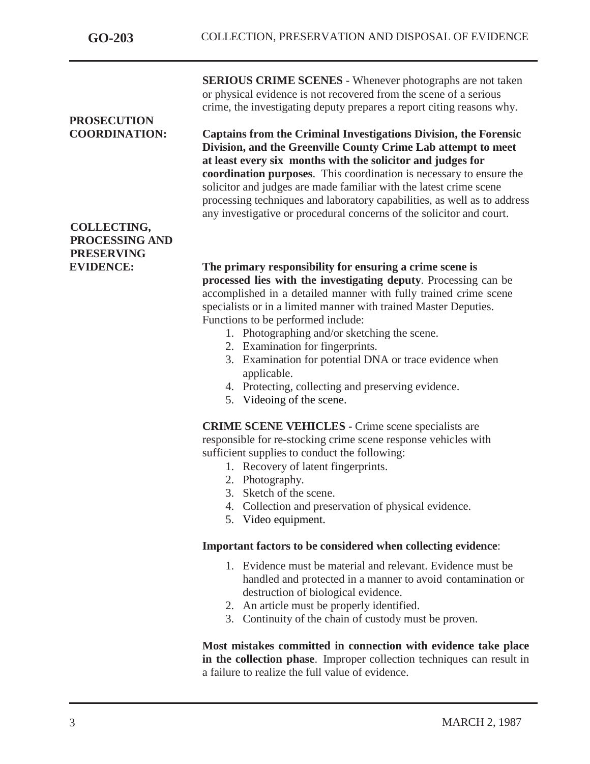**SERIOUS CRIME SCENES** - Whenever photographs are not taken or physical evidence is not recovered from the scene of a serious crime, the investigating deputy prepares a report citing reasons why.

## PROSECUTION COORDINATION:

**Captains from the Criminal Investigations Division, the Forensic Division, and the Greenville County Crime Lab attempt to meet at least every six months with the solicitor and judges for coordination purposes**. This coordination is necessary to ensure the solicitor and judges are made familiar with the latest crime scene processing techniques and laboratory capabilities, as well as to address any investigative or procedural concerns of the solicitor and court.

## COLLECTING, PROCESSING AND PRESERVING EVIDENCE:

**The primary responsibility for ensuring a crime scene is processed lies with the investigating deputy**. Processing can be accomplished in a detailed manner with fully trained crime scene specialists or in a limited manner with trained Master Deputies. Functions to be performed include:

1. Photographing and/or sketching the scene.
2. Examination for fingerprints.
3. Examination for potential DNA or trace evidence when applicable.
4. Protecting, collecting and preserving evidence.
5. Videoing of the scene.

**CRIME SCENE VEHICLES -** Crime scene specialists are responsible for re-stocking crime scene response vehicles with sufficient supplies to conduct the following:

1. Recovery of latent fingerprints.
2. Photography.
3. Sketch of the scene.
4. Collection and preservation of physical evidence.
5. Video equipment.

**Important factors to be considered when collecting evidence**:

1. Evidence must be material and relevant. Evidence must be handled and protected in a manner to avoid contamination or destruction of biological evidence.
2. An article must be properly identified.
3. Continuity of the chain of custody must be proven.

**Most mistakes committed in connection with evidence take place in the collection phase**. Improper collection techniques can result in a failure to realize the full value of evidence.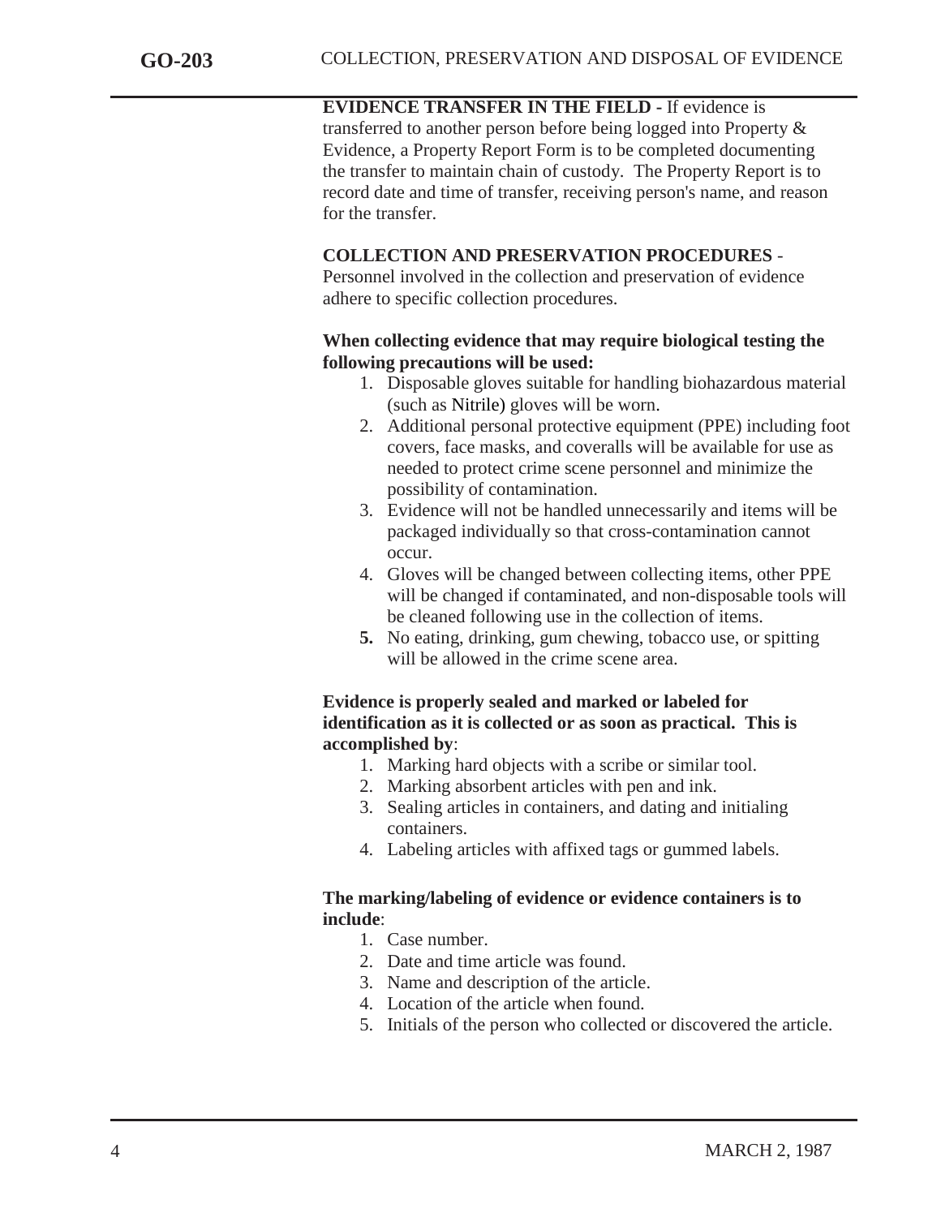**EVIDENCE TRANSFER IN THE FIELD -** If evidence is transferred to another person before being logged into Property & Evidence, a Property Report Form is to be completed documenting the transfer to maintain chain of custody. The Property Report is to record date and time of transfer, receiving person's name, and reason for the transfer.

**COLLECTION AND PRESERVATION PROCEDURES** - Personnel involved in the collection and preservation of evidence adhere to specific collection procedures.

**When collecting evidence that may require biological testing the following precautions will be used:**

1. Disposable gloves suitable for handling biohazardous material (such as Nitrile) gloves will be worn.
2. Additional personal protective equipment (PPE) including foot covers, face masks, and coveralls will be available for use as needed to protect crime scene personnel and minimize the possibility of contamination.
3. Evidence will not be handled unnecessarily and items will be packaged individually so that cross-contamination cannot occur.
4. Gloves will be changed between collecting items, other PPE will be changed if contaminated, and non-disposable tools will be cleaned following use in the collection of items.
5. No eating, drinking, gum chewing, tobacco use, or spitting will be allowed in the crime scene area.

**Evidence is properly sealed and marked or labeled for identification as it is collected or as soon as practical. This is accomplished by**:

1. Marking hard objects with a scribe or similar tool.
2. Marking absorbent articles with pen and ink.
3. Sealing articles in containers, and dating and initialing containers.
4. Labeling articles with affixed tags or gummed labels.

**The marking/labeling of evidence or evidence containers is to include**:

1. Case number.
2. Date and time article was found.
3. Name and description of the article.
4. Location of the article when found.
5. Initials of the person who collected or discovered the article.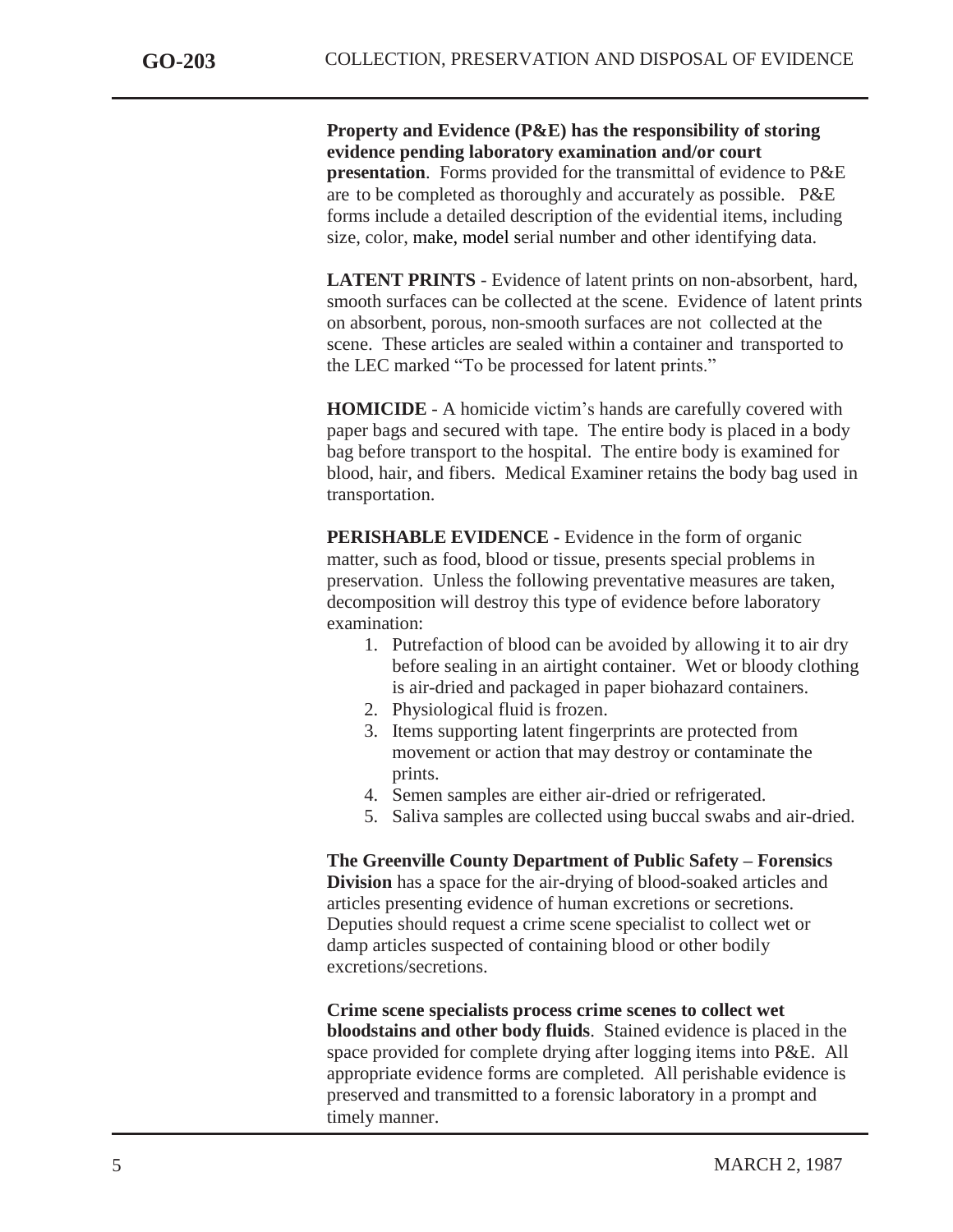**Property and Evidence (P&E) has the responsibility of storing evidence pending laboratory examination and/or court presentation**. Forms provided for the transmittal of evidence to P&E are to be completed as thoroughly and accurately as possible. P&E forms include a detailed description of the evidential items, including size, color, make, model serial number and other identifying data.

**LATENT PRINTS** - Evidence of latent prints on non-absorbent, hard, smooth surfaces can be collected at the scene. Evidence of latent prints on absorbent, porous, non-smooth surfaces are not collected at the scene. These articles are sealed within a container and transported to the LEC marked "To be processed for latent prints."

**HOMICIDE** - A homicide victim's hands are carefully covered with paper bags and secured with tape. The entire body is placed in a body bag before transport to the hospital. The entire body is examined for blood, hair, and fibers. Medical Examiner retains the body bag used in transportation.

**PERISHABLE EVIDENCE -** Evidence in the form of organic matter, such as food, blood or tissue, presents special problems in preservation. Unless the following preventative measures are taken, decomposition will destroy this type of evidence before laboratory examination:

1. Putrefaction of blood can be avoided by allowing it to air dry before sealing in an airtight container. Wet or bloody clothing is air-dried and packaged in paper biohazard containers.
2. Physiological fluid is frozen.
3. Items supporting latent fingerprints are protected from movement or action that may destroy or contaminate the prints.
4. Semen samples are either air-dried or refrigerated.
5. Saliva samples are collected using buccal swabs and air-dried.

**The Greenville County Department of Public Safety – Forensics Division** has a space for the air-drying of blood-soaked articles and articles presenting evidence of human excretions or secretions. Deputies should request a crime scene specialist to collect wet or damp articles suspected of containing blood or other bodily excretions/secretions.

**Crime scene specialists process crime scenes to collect wet bloodstains and other body fluids**. Stained evidence is placed in the space provided for complete drying after logging items into P&E. All appropriate evidence forms are completed. All perishable evidence is preserved and transmitted to a forensic laboratory in a prompt and timely manner.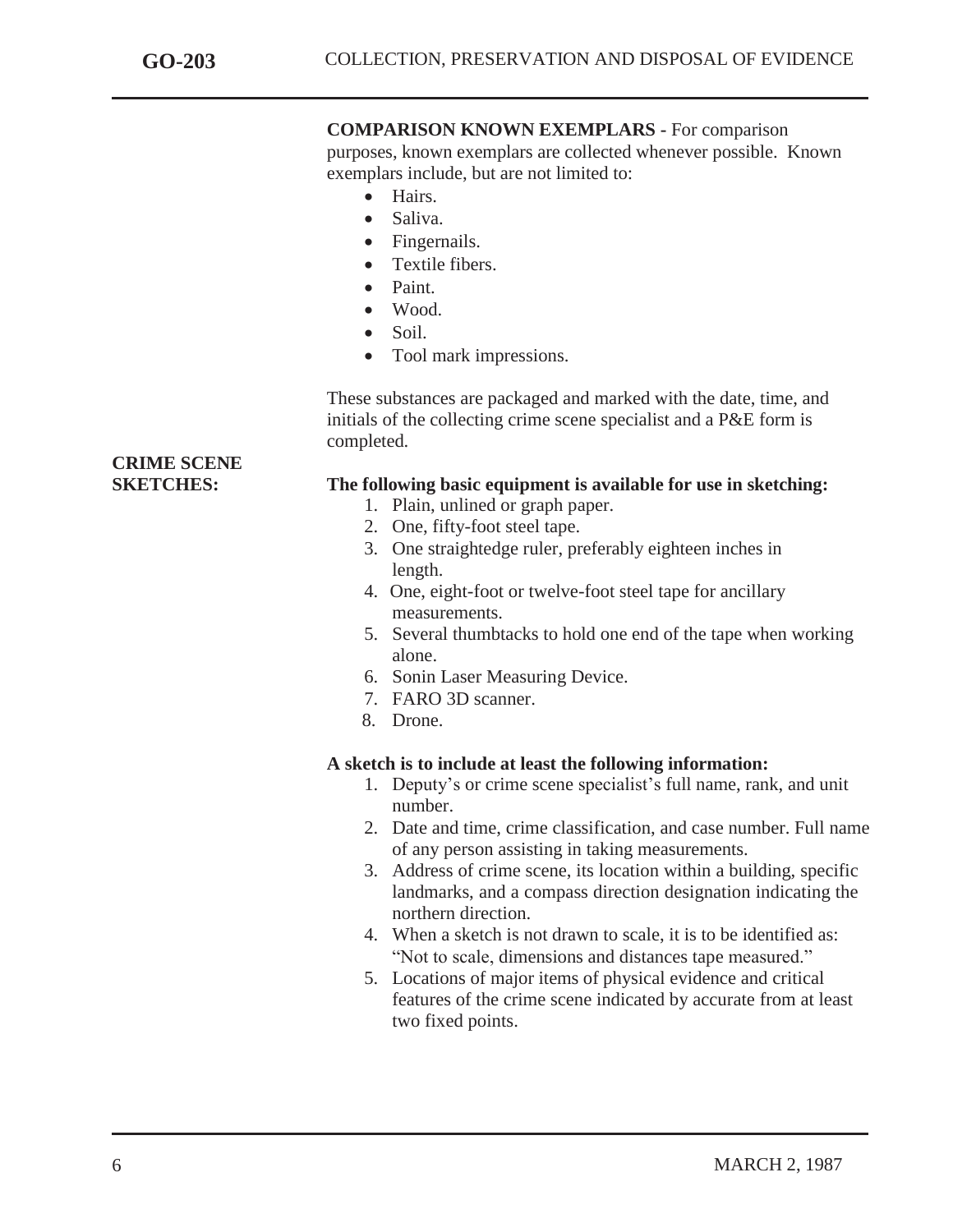**COMPARISON KNOWN EXEMPLARS -** For comparison purposes, known exemplars are collected whenever possible. Known exemplars include, but are not limited to:

- Hairs.
- Saliva.
- Fingernails.
- Textile fibers.
- Paint.
- Wood.
- Soil.
- Tool mark impressions.

These substances are packaged and marked with the date, time, and initials of the collecting crime scene specialist and a P&E form is completed.

## CRIME SCENE SKETCHES:

**The following basic equipment is available for use in sketching:**

1. Plain, unlined or graph paper.
2. One, fifty-foot steel tape.
3. One straightedge ruler, preferably eighteen inches in length.
4. One, eight-foot or twelve-foot steel tape for ancillary measurements.
5. Several thumbtacks to hold one end of the tape when working alone.
6. Sonin Laser Measuring Device.
7. FARO 3D scanner.
8. Drone.

**A sketch is to include at least the following information:**

1. Deputy's or crime scene specialist's full name, rank, and unit number.
2. Date and time, crime classification, and case number. Full name of any person assisting in taking measurements.
3. Address of crime scene, its location within a building, specific landmarks, and a compass direction designation indicating the northern direction.
4. When a sketch is not drawn to scale, it is to be identified as: "Not to scale, dimensions and distances tape measured."
5. Locations of major items of physical evidence and critical features of the crime scene indicated by accurate from at least two fixed points.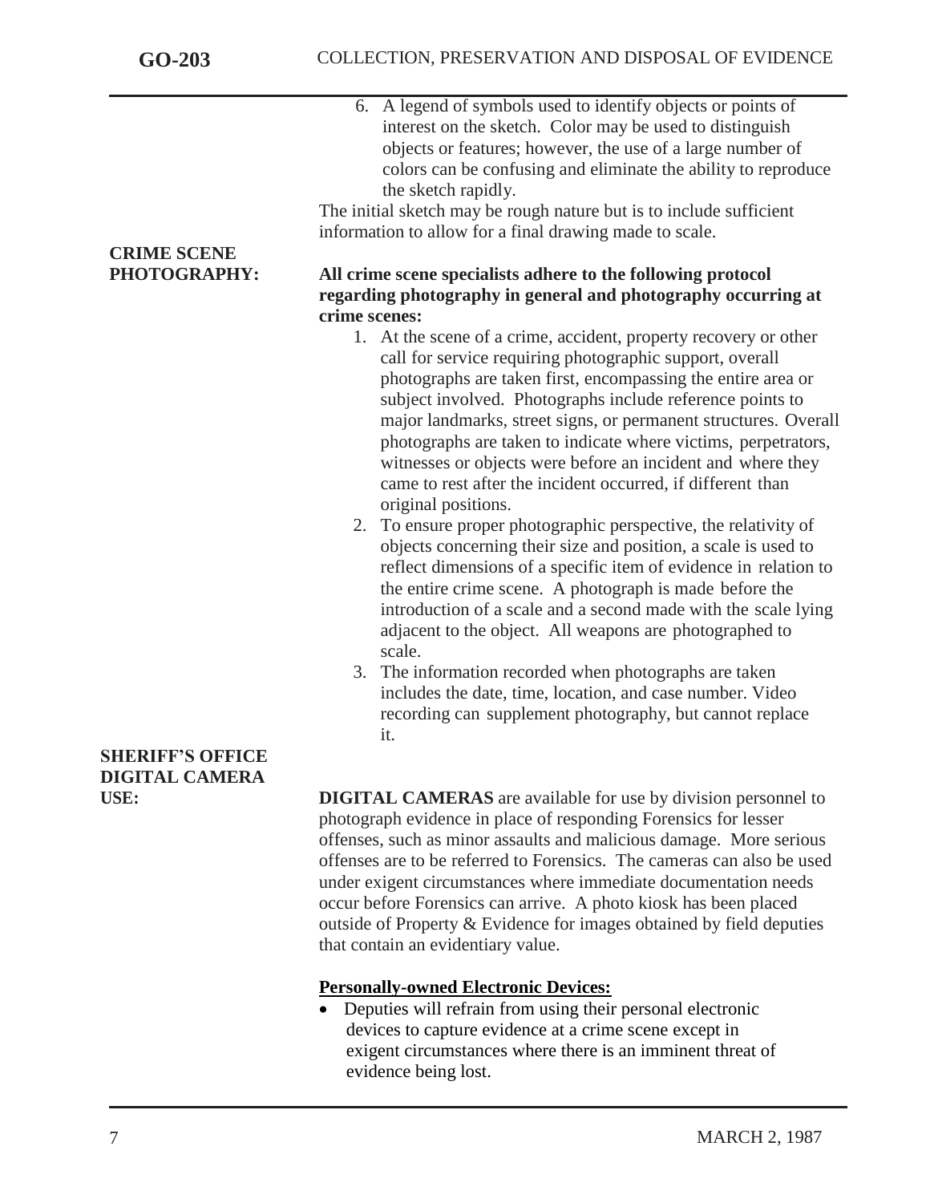6. A legend of symbols used to identify objects or points of interest on the sketch. Color may be used to distinguish objects or features; however, the use of a large number of colors can be confusing and eliminate the ability to reproduce the sketch rapidly.

The initial sketch may be rough nature but is to include sufficient information to allow for a final drawing made to scale.

## CRIME SCENE PHOTOGRAPHY:

**All crime scene specialists adhere to the following protocol regarding photography in general and photography occurring at crime scenes:**

1. At the scene of a crime, accident, property recovery or other call for service requiring photographic support, overall photographs are taken first, encompassing the entire area or subject involved. Photographs include reference points to major landmarks, street signs, or permanent structures. Overall photographs are taken to indicate where victims, perpetrators, witnesses or objects were before an incident and where they came to rest after the incident occurred, if different than original positions.
2. To ensure proper photographic perspective, the relativity of objects concerning their size and position, a scale is used to reflect dimensions of a specific item of evidence in relation to the entire crime scene. A photograph is made before the introduction of a scale and a second made with the scale lying adjacent to the object. All weapons are photographed to scale.
3. The information recorded when photographs are taken includes the date, time, location, and case number. Video recording can supplement photography, but cannot replace it.

## SHERIFF'S OFFICE DIGITAL CAMERA USE:

**DIGITAL CAMERAS** are available for use by division personnel to photograph evidence in place of responding Forensics for lesser offenses, such as minor assaults and malicious damage. More serious offenses are to be referred to Forensics. The cameras can also be used under exigent circumstances where immediate documentation needs occur before Forensics can arrive. A photo kiosk has been placed outside of Property & Evidence for images obtained by field deputies that contain an evidentiary value.

**Personally-owned Electronic Devices:**

- Deputies will refrain from using their personal electronic devices to capture evidence at a crime scene except in exigent circumstances where there is an imminent threat of evidence being lost.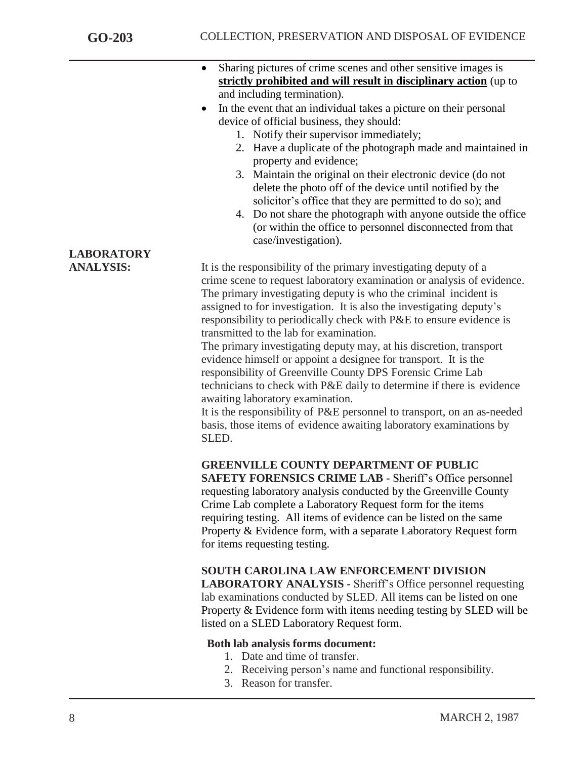- Sharing pictures of crime scenes and other sensitive images is **strictly prohibited and will result in disciplinary action** (up to and including termination).
- In the event that an individual takes a picture on their personal device of official business, they should:
    1. Notify their supervisor immediately;
    2. Have a duplicate of the photograph made and maintained in property and evidence;
    3. Maintain the original on their electronic device (do not delete the photo off of the device until notified by the solicitor's office that they are permitted to do so); and
    4. Do not share the photograph with anyone outside the office (or within the office to personnel disconnected from that case/investigation).

**LABORATORY ANALYSIS:**

It is the responsibility of the primary investigating deputy of a crime scene to request laboratory examination or analysis of evidence. The primary investigating deputy is who the criminal incident is assigned to for investigation. It is also the investigating deputy's responsibility to periodically check with P&E to ensure evidence is transmitted to the lab for examination.

The primary investigating deputy may, at his discretion, transport evidence himself or appoint a designee for transport. It is the responsibility of Greenville County DPS Forensic Crime Lab technicians to check with P&E daily to determine if there is evidence awaiting laboratory examination.

It is the responsibility of P&E personnel to transport, on an as-needed basis, those items of evidence awaiting laboratory examinations by SLED.

**GREENVILLE COUNTY DEPARTMENT OF PUBLIC SAFETY FORENSICS CRIME LAB** - Sheriff's Office personnel requesting laboratory analysis conducted by the Greenville County Crime Lab complete a Laboratory Request form for the items requiring testing. All items of evidence can be listed on the same Property & Evidence form, with a separate Laboratory Request form for items requesting testing.

**SOUTH CAROLINA LAW ENFORCEMENT DIVISION LABORATORY ANALYSIS** - Sheriff's Office personnel requesting lab examinations conducted by SLED. All items can be listed on one Property & Evidence form with items needing testing by SLED will be listed on a SLED Laboratory Request form.

**Both lab analysis forms document:**

1. Date and time of transfer.
2. Receiving person's name and functional responsibility.
3. Reason for transfer.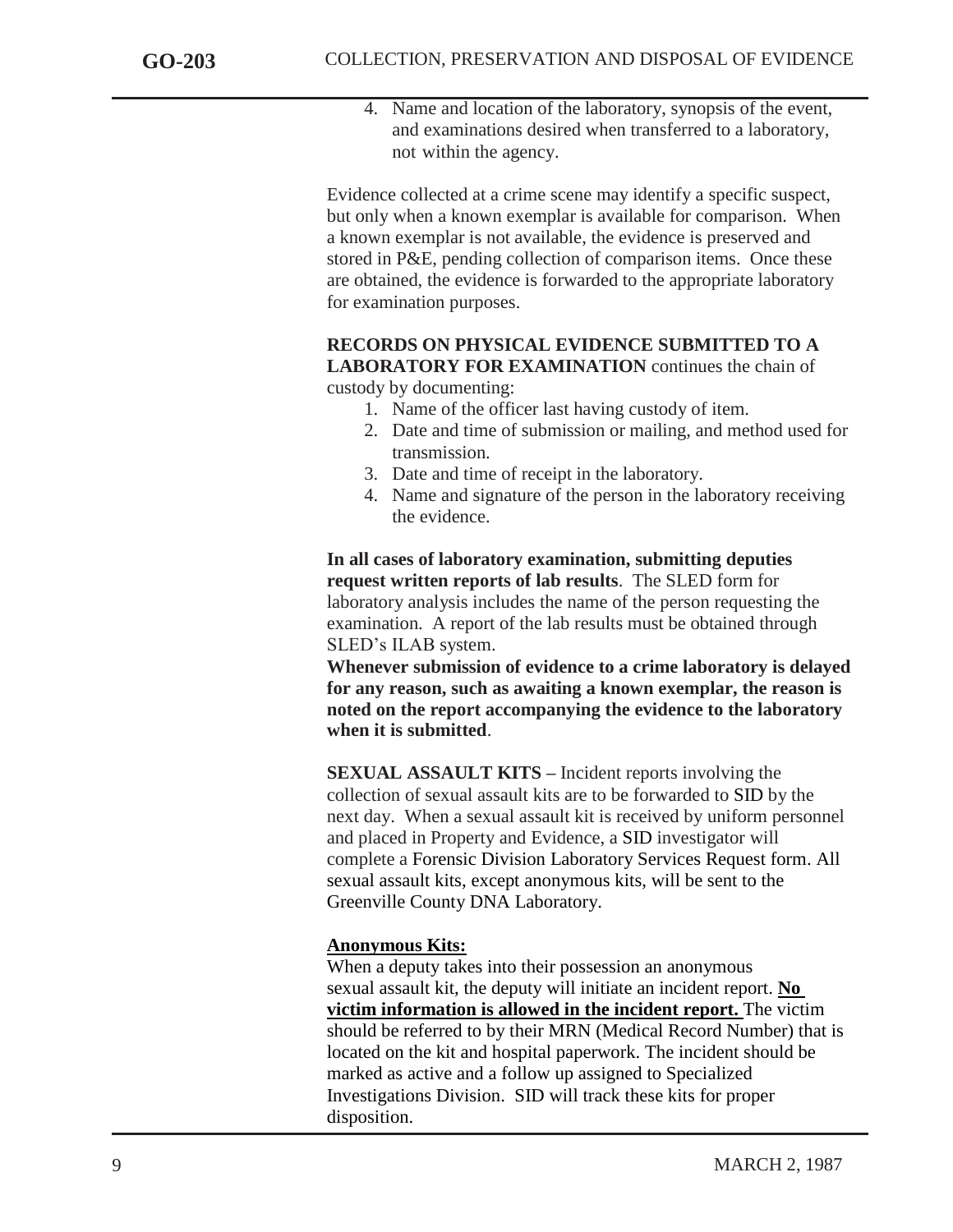4. Name and location of the laboratory, synopsis of the event, and examinations desired when transferred to a laboratory, not within the agency.

Evidence collected at a crime scene may identify a specific suspect, but only when a known exemplar is available for comparison. When a known exemplar is not available, the evidence is preserved and stored in P&E, pending collection of comparison items. Once these are obtained, the evidence is forwarded to the appropriate laboratory for examination purposes.

**RECORDS ON PHYSICAL EVIDENCE SUBMITTED TO A LABORATORY FOR EXAMINATION** continues the chain of custody by documenting:

1. Name of the officer last having custody of item.
2. Date and time of submission or mailing, and method used for transmission.
3. Date and time of receipt in the laboratory.
4. Name and signature of the person in the laboratory receiving the evidence.

**In all cases of laboratory examination, submitting deputies request written reports of lab results**. The SLED form for laboratory analysis includes the name of the person requesting the examination. A report of the lab results must be obtained through SLED's ILAB system.

**Whenever submission of evidence to a crime laboratory is delayed for any reason, such as awaiting a known exemplar, the reason is noted on the report accompanying the evidence to the laboratory when it is submitted**.

**SEXUAL ASSAULT KITS –** Incident reports involving the collection of sexual assault kits are to be forwarded to SID by the next day. When a sexual assault kit is received by uniform personnel and placed in Property and Evidence, a SID investigator will complete a Forensic Division Laboratory Services Request form. All sexual assault kits, except anonymous kits, will be sent to the Greenville County DNA Laboratory.

**<u>Anonymous Kits:</u>**

When a deputy takes into their possession an anonymous sexual assault kit, the deputy will initiate an incident report. **<u>No victim information is allowed in the incident report.</u>** The victim should be referred to by their MRN (Medical Record Number) that is located on the kit and hospital paperwork. The incident should be marked as active and a follow up assigned to Specialized Investigations Division. SID will track these kits for proper disposition.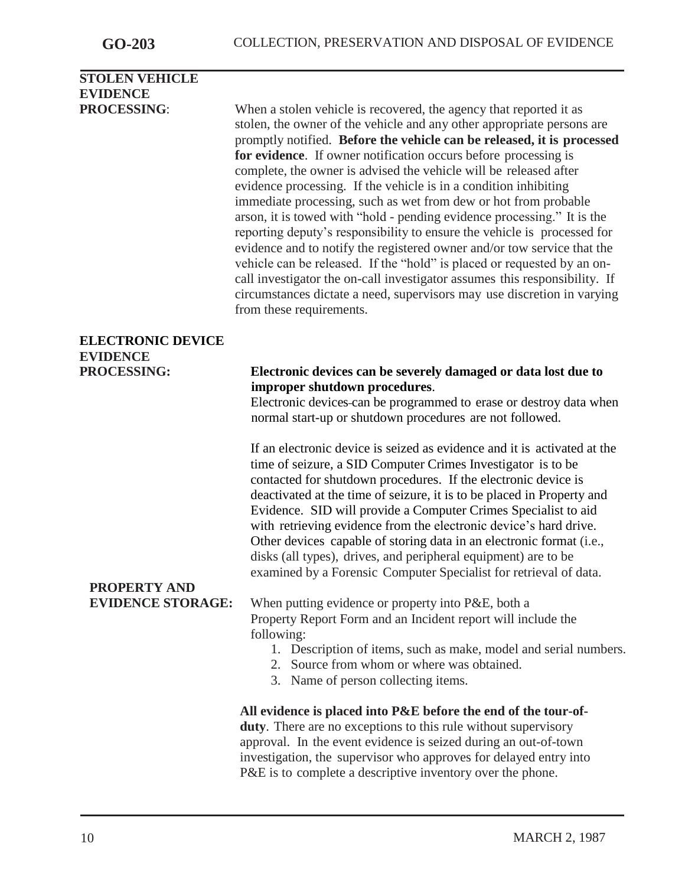**STOLEN VEHICLE EVIDENCE PROCESSING**:

When a stolen vehicle is recovered, the agency that reported it as stolen, the owner of the vehicle and any other appropriate persons are promptly notified. **Before the vehicle can be released, it is processed for evidence**. If owner notification occurs before processing is complete, the owner is advised the vehicle will be released after evidence processing. If the vehicle is in a condition inhibiting immediate processing, such as wet from dew or hot from probable arson, it is towed with "hold - pending evidence processing." It is the reporting deputy's responsibility to ensure the vehicle is processed for evidence and to notify the registered owner and/or tow service that the vehicle can be released. If the "hold" is placed or requested by an on-call investigator the on-call investigator assumes this responsibility. If circumstances dictate a need, supervisors may use discretion in varying from these requirements.

**ELECTRONIC DEVICE EVIDENCE PROCESSING:**

**Electronic devices can be severely damaged or data lost due to improper shutdown procedures**.
Electronic devices can be programmed to erase or destroy data when normal start-up or shutdown procedures are not followed.

If an electronic device is seized as evidence and it is activated at the time of seizure, a SID Computer Crimes Investigator is to be contacted for shutdown procedures. If the electronic device is deactivated at the time of seizure, it is to be placed in Property and Evidence. SID will provide a Computer Crimes Specialist to aid with retrieving evidence from the electronic device's hard drive. Other devices capable of storing data in an electronic format (i.e., disks (all types), drives, and peripheral equipment) are to be examined by a Forensic Computer Specialist for retrieval of data.

**PROPERTY AND EVIDENCE STORAGE:**

When putting evidence or property into P&E, both a Property Report Form and an Incident report will include the following:

1. Description of items, such as make, model and serial numbers.
2. Source from whom or where was obtained.
3. Name of person collecting items.

**All evidence is placed into P&E before the end of the tour-of-duty**. There are no exceptions to this rule without supervisory approval. In the event evidence is seized during an out-of-town investigation, the supervisor who approves for delayed entry into P&E is to complete a descriptive inventory over the phone.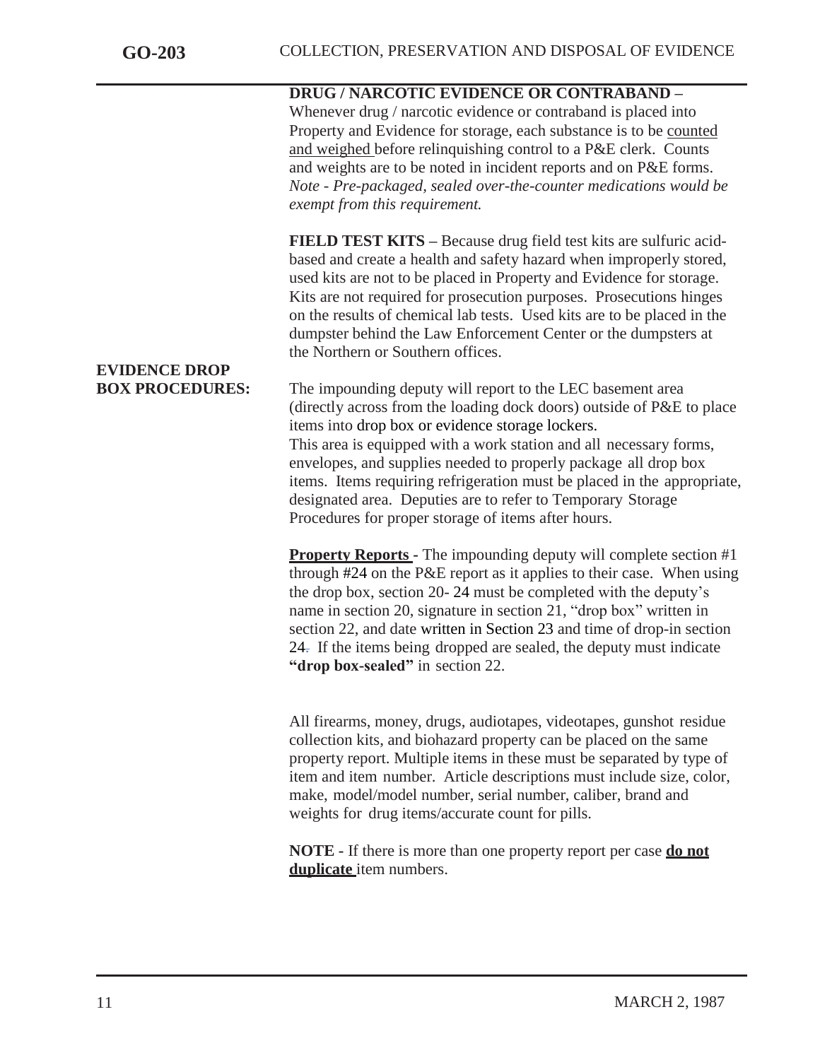**DRUG / NARCOTIC EVIDENCE OR CONTRABAND –** Whenever drug / narcotic evidence or contraband is placed into Property and Evidence for storage, each substance is to be counted and weighed before relinquishing control to a P&E clerk. Counts and weights are to be noted in incident reports and on P&E forms. *Note - Pre-packaged, sealed over-the-counter medications would be exempt from this requirement.*

**FIELD TEST KITS –** Because drug field test kits are sulfuric acid-based and create a health and safety hazard when improperly stored, used kits are not to be placed in Property and Evidence for storage. Kits are not required for prosecution purposes. Prosecutions hinges on the results of chemical lab tests. Used kits are to be placed in the dumpster behind the Law Enforcement Center or the dumpsters at the Northern or Southern offices.

**EVIDENCE DROP BOX PROCEDURES:**

The impounding deputy will report to the LEC basement area (directly across from the loading dock doors) outside of P&E to place items into drop box or evidence storage lockers.
This area is equipped with a work station and all necessary forms, envelopes, and supplies needed to properly package all drop box items. Items requiring refrigeration must be placed in the appropriate, designated area. Deputies are to refer to Temporary Storage Procedures for proper storage of items after hours.

**Property Reports -** The impounding deputy will complete section #1 through #24 on the P&E report as it applies to their case. When using the drop box, section 20- 24 must be completed with the deputy's name in section 20, signature in section 21, "drop box" written in section 22, and date written in Section 23 and time of drop-in section 24. If the items being dropped are sealed, the deputy must indicate **"drop box-sealed"** in section 22.

All firearms, money, drugs, audiotapes, videotapes, gunshot residue collection kits, and biohazard property can be placed on the same property report. Multiple items in these must be separated by type of item and item number. Article descriptions must include size, color, make, model/model number, serial number, caliber, brand and weights for drug items/accurate count for pills.

**NOTE -** If there is more than one property report per case **do not duplicate** item numbers.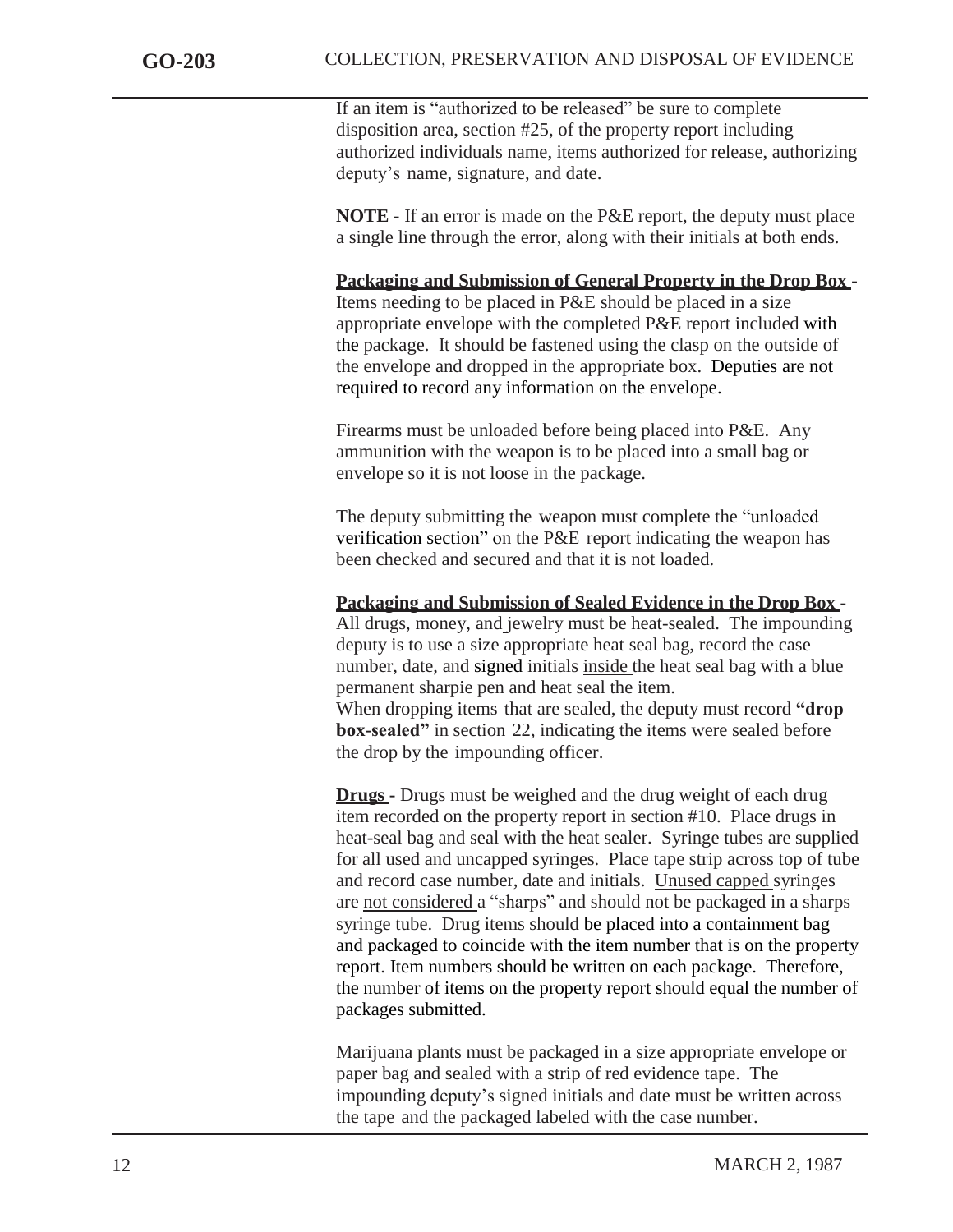If an item is "authorized to be released" be sure to complete disposition area, section #25, of the property report including authorized individuals name, items authorized for release, authorizing deputy's name, signature, and date.

**NOTE -** If an error is made on the P&E report, the deputy must place a single line through the error, along with their initials at both ends.

**Packaging and Submission of General Property in the Drop Box** - Items needing to be placed in P&E should be placed in a size appropriate envelope with the completed P&E report included with the package. It should be fastened using the clasp on the outside of the envelope and dropped in the appropriate box. Deputies are not required to record any information on the envelope.

Firearms must be unloaded before being placed into P&E. Any ammunition with the weapon is to be placed into a small bag or envelope so it is not loose in the package.

The deputy submitting the weapon must complete the "unloaded verification section" on the P&E report indicating the weapon has been checked and secured and that it is not loaded.

**Packaging and Submission of Sealed Evidence in the Drop Box** - All drugs, money, and jewelry must be heat-sealed. The impounding deputy is to use a size appropriate heat seal bag, record the case number, date, and signed initials inside the heat seal bag with a blue permanent sharpie pen and heat seal the item.
When dropping items that are sealed, the deputy must record **"drop box-sealed"** in section 22, indicating the items were sealed before the drop by the impounding officer.

**Drugs** - Drugs must be weighed and the drug weight of each drug item recorded on the property report in section #10. Place drugs in heat-seal bag and seal with the heat sealer. Syringe tubes are supplied for all used and uncapped syringes. Place tape strip across top of tube and record case number, date and initials. Unused capped syringes are not considered a "sharps" and should not be packaged in a sharps syringe tube. Drug items should be placed into a containment bag and packaged to coincide with the item number that is on the property report. Item numbers should be written on each package. Therefore, the number of items on the property report should equal the number of packages submitted.

Marijuana plants must be packaged in a size appropriate envelope or paper bag and sealed with a strip of red evidence tape. The impounding deputy's signed initials and date must be written across the tape and the packaged labeled with the case number.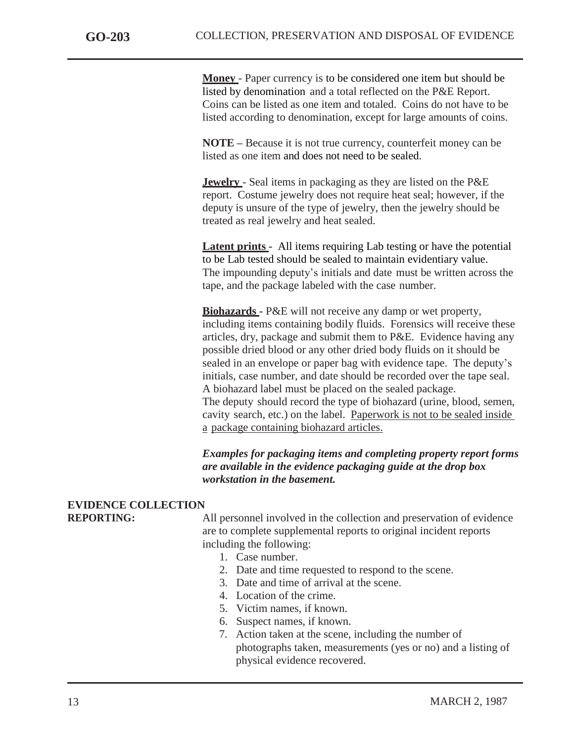**Money** - Paper currency is to be considered one item but should be listed by denomination and a total reflected on the P&E Report. Coins can be listed as one item and totaled. Coins do not have to be listed according to denomination, except for large amounts of coins.

**NOTE –** Because it is not true currency, counterfeit money can be listed as one item and does not need to be sealed.

**Jewelry** - Seal items in packaging as they are listed on the P&E report. Costume jewelry does not require heat seal; however, if the deputy is unsure of the type of jewelry, then the jewelry should be treated as real jewelry and heat sealed.

**Latent prints** - All items requiring Lab testing or have the potential to be Lab tested should be sealed to maintain evidentiary value. The impounding deputy's initials and date must be written across the tape, and the package labeled with the case number.

**Biohazards** - P&E will not receive any damp or wet property, including items containing bodily fluids. Forensics will receive these articles, dry, package and submit them to P&E. Evidence having any possible dried blood or any other dried body fluids on it should be sealed in an envelope or paper bag with evidence tape. The deputy's initials, case number, and date should be recorded over the tape seal. A biohazard label must be placed on the sealed package. The deputy should record the type of biohazard (urine, blood, semen, cavity search, etc.) on the label. Paperwork is not to be sealed inside a package containing biohazard articles.

***Examples for packaging items and completing property report forms are available in the evidence packaging guide at the drop box workstation in the basement.***

**EVIDENCE COLLECTION REPORTING:**

All personnel involved in the collection and preservation of evidence are to complete supplemental reports to original incident reports including the following:

1. Case number.
2. Date and time requested to respond to the scene.
3. Date and time of arrival at the scene.
4. Location of the crime.
5. Victim names, if known.
6. Suspect names, if known.
7. Action taken at the scene, including the number of photographs taken, measurements (yes or no) and a listing of physical evidence recovered.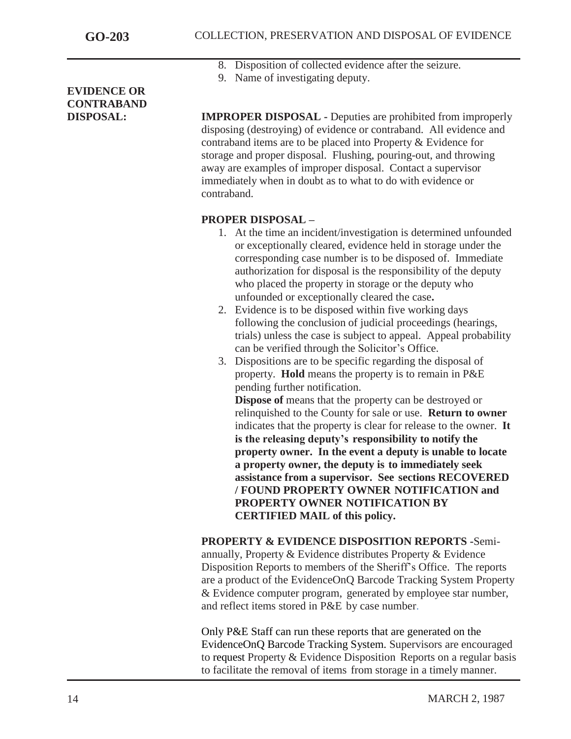8. Disposition of collected evidence after the seizure.
9. Name of investigating deputy.

**EVIDENCE OR CONTRABAND DISPOSAL:**

**IMPROPER DISPOSAL -** Deputies are prohibited from improperly disposing (destroying) of evidence or contraband. All evidence and contraband items are to be placed into Property & Evidence for storage and proper disposal. Flushing, pouring-out, and throwing away are examples of improper disposal. Contact a supervisor immediately when in doubt as to what to do with evidence or contraband.

**PROPER DISPOSAL –**

1. At the time an incident/investigation is determined unfounded or exceptionally cleared, evidence held in storage under the corresponding case number is to be disposed of. Immediate authorization for disposal is the responsibility of the deputy who placed the property in storage or the deputy who unfounded or exceptionally cleared the case**.**
2. Evidence is to be disposed within five working days following the conclusion of judicial proceedings (hearings, trials) unless the case is subject to appeal. Appeal probability can be verified through the Solicitor's Office.
3. Dispositions are to be specific regarding the disposal of property. **Hold** means the property is to remain in P&E pending further notification.
   **Dispose of** means that the property can be destroyed or relinquished to the County for sale or use. **Return to owner** indicates that the property is clear for release to the owner. **It is the releasing deputy's responsibility to notify the property owner. In the event a deputy is unable to locate a property owner, the deputy is to immediately seek assistance from a supervisor. See sections RECOVERED / FOUND PROPERTY OWNER NOTIFICATION and PROPERTY OWNER NOTIFICATION BY CERTIFIED MAIL of this policy.**

**PROPERTY & EVIDENCE DISPOSITION REPORTS -**Semi-annually, Property & Evidence distributes Property & Evidence Disposition Reports to members of the Sheriff's Office. The reports are a product of the EvidenceOnQ Barcode Tracking System Property & Evidence computer program, generated by employee star number, and reflect items stored in P&E by case number.

Only P&E Staff can run these reports that are generated on the EvidenceOnQ Barcode Tracking System. Supervisors are encouraged to request Property & Evidence Disposition Reports on a regular basis to facilitate the removal of items from storage in a timely manner.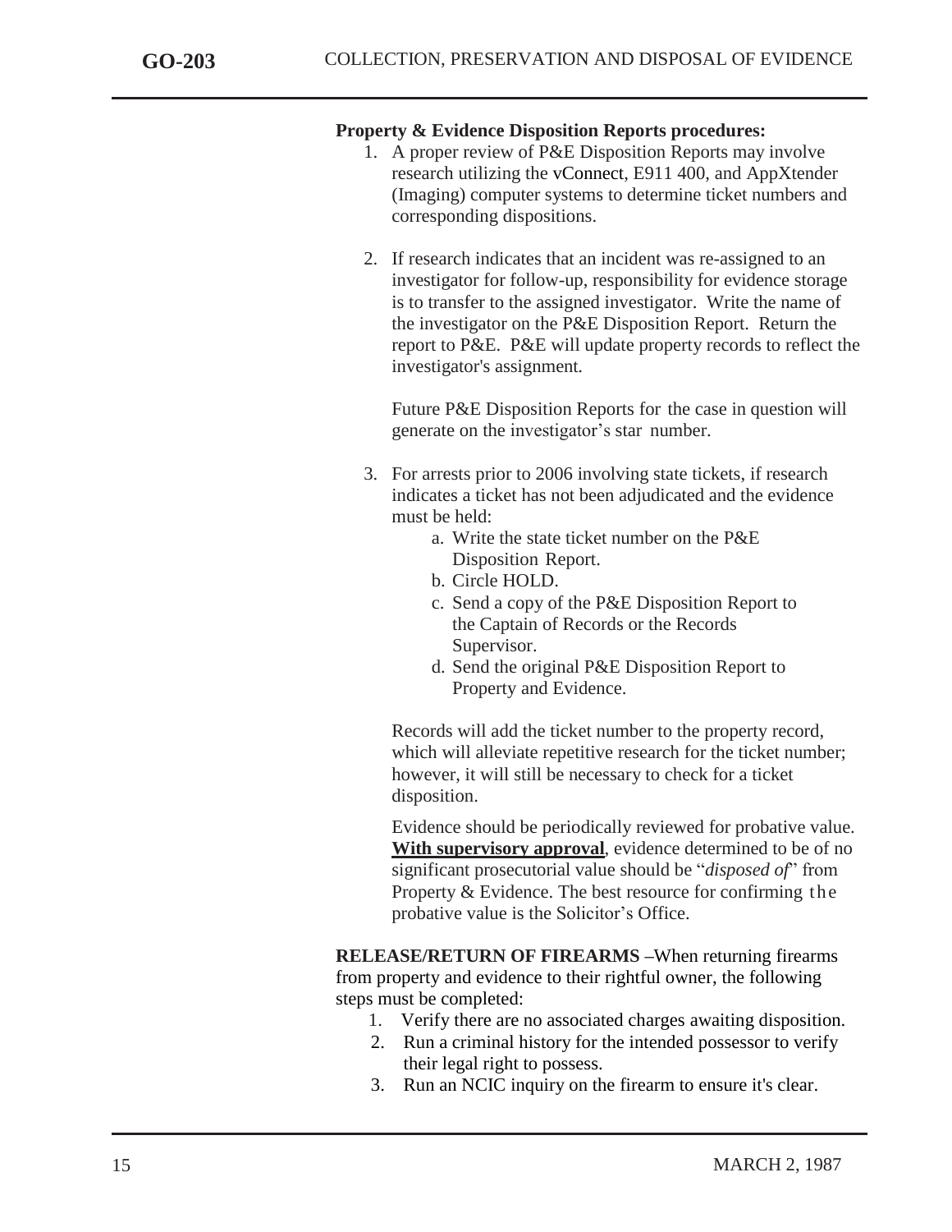**Property & Evidence Disposition Reports procedures:**

1. A proper review of P&E Disposition Reports may involve research utilizing the vConnect, E911 400, and AppXtender (Imaging) computer systems to determine ticket numbers and corresponding dispositions.

2. If research indicates that an incident was re-assigned to an investigator for follow-up, responsibility for evidence storage is to transfer to the assigned investigator. Write the name of the investigator on the P&E Disposition Report. Return the report to P&E. P&E will update property records to reflect the investigator's assignment.

   Future P&E Disposition Reports for the case in question will generate on the investigator's star number.

3. For arrests prior to 2006 involving state tickets, if research indicates a ticket has not been adjudicated and the evidence must be held:
   a. Write the state ticket number on the P&E Disposition Report.
   b. Circle HOLD.
   c. Send a copy of the P&E Disposition Report to the Captain of Records or the Records Supervisor.
   d. Send the original P&E Disposition Report to Property and Evidence.

   Records will add the ticket number to the property record, which will alleviate repetitive research for the ticket number; however, it will still be necessary to check for a ticket disposition.

   Evidence should be periodically reviewed for probative value. **With supervisory approval**, evidence determined to be of no significant prosecutorial value should be "*disposed of*" from Property & Evidence. The best resource for confirming the probative value is the Solicitor's Office.

**RELEASE/RETURN OF FIREARMS** –When returning firearms from property and evidence to their rightful owner, the following steps must be completed:

1. Verify there are no associated charges awaiting disposition.
2. Run a criminal history for the intended possessor to verify their legal right to possess.
3. Run an NCIC inquiry on the firearm to ensure it's clear.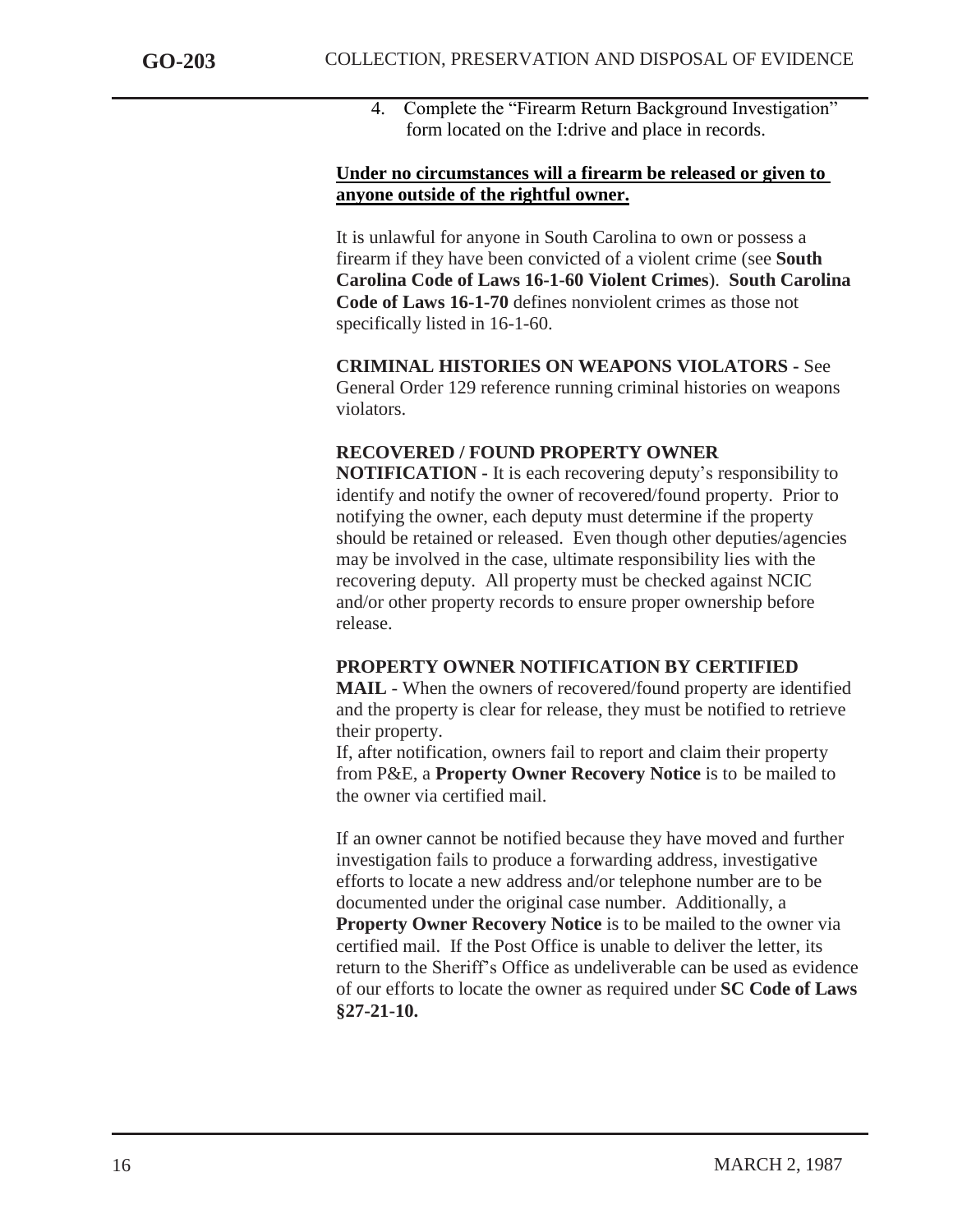4. Complete the "Firearm Return Background Investigation" form located on the I:drive and place in records.

**Under no circumstances will a firearm be released or given to anyone outside of the rightful owner.**

It is unlawful for anyone in South Carolina to own or possess a firearm if they have been convicted of a violent crime (see **South Carolina Code of Laws 16-1-60 Violent Crimes**). **South Carolina Code of Laws 16-1-70** defines nonviolent crimes as those not specifically listed in 16-1-60.

**CRIMINAL HISTORIES ON WEAPONS VIOLATORS -** See General Order 129 reference running criminal histories on weapons violators.

**RECOVERED / FOUND PROPERTY OWNER NOTIFICATION -** It is each recovering deputy's responsibility to identify and notify the owner of recovered/found property. Prior to notifying the owner, each deputy must determine if the property should be retained or released. Even though other deputies/agencies may be involved in the case, ultimate responsibility lies with the recovering deputy. All property must be checked against NCIC and/or other property records to ensure proper ownership before release.

**PROPERTY OWNER NOTIFICATION BY CERTIFIED MAIL** - When the owners of recovered/found property are identified and the property is clear for release, they must be notified to retrieve their property.
If, after notification, owners fail to report and claim their property from P&E, a **Property Owner Recovery Notice** is to be mailed to the owner via certified mail.

If an owner cannot be notified because they have moved and further investigation fails to produce a forwarding address, investigative efforts to locate a new address and/or telephone number are to be documented under the original case number. Additionally, a **Property Owner Recovery Notice** is to be mailed to the owner via certified mail. If the Post Office is unable to deliver the letter, its return to the Sheriff's Office as undeliverable can be used as evidence of our efforts to locate the owner as required under **SC Code of Laws §27-21-10.**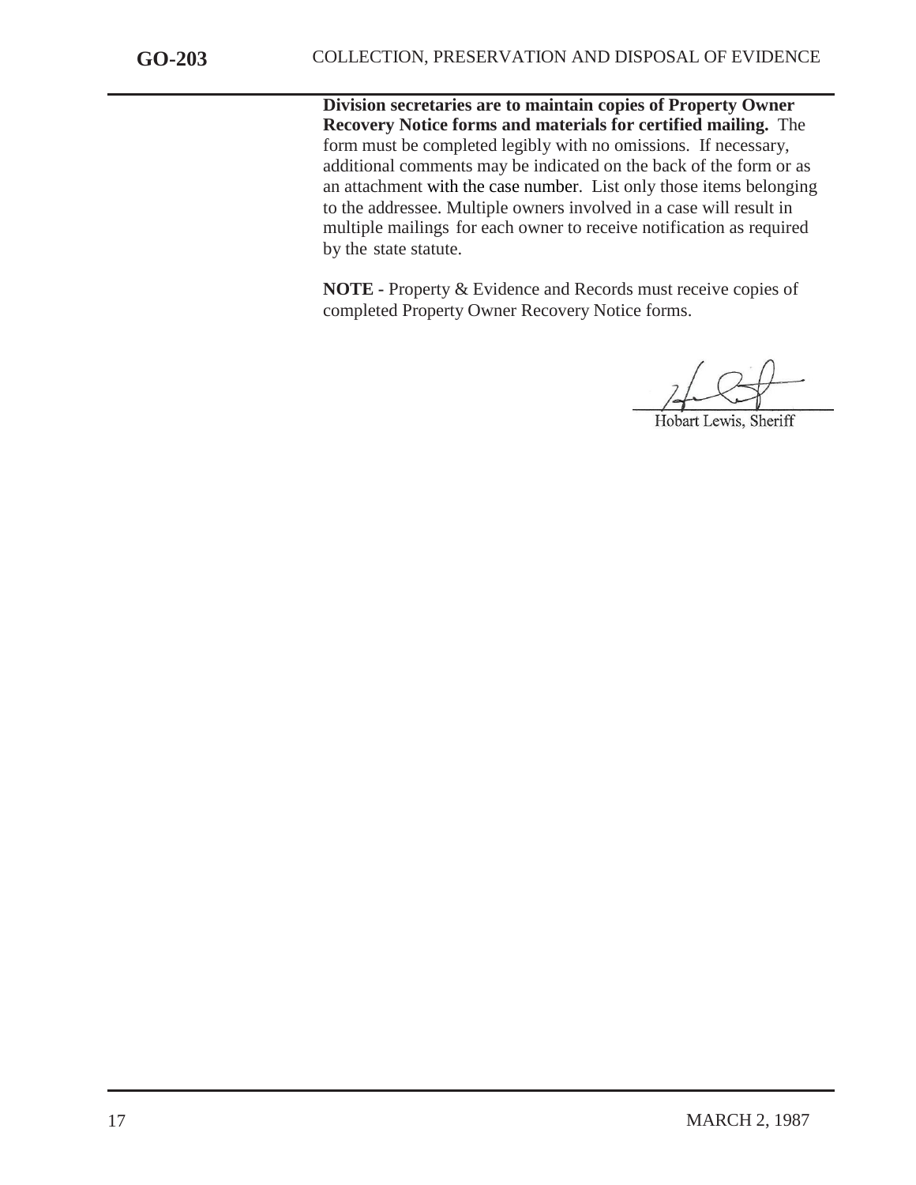**Division secretaries are to maintain copies of Property Owner Recovery Notice forms and materials for certified mailing.** The form must be completed legibly with no omissions. If necessary, additional comments may be indicated on the back of the form or as an attachment with the case number. List only those items belonging to the addressee. Multiple owners involved in a case will result in multiple mailings for each owner to receive notification as required by the state statute.

**NOTE -** Property & Evidence and Records must receive copies of completed Property Owner Recovery Notice forms.

Hobart Lewis, Sheriff